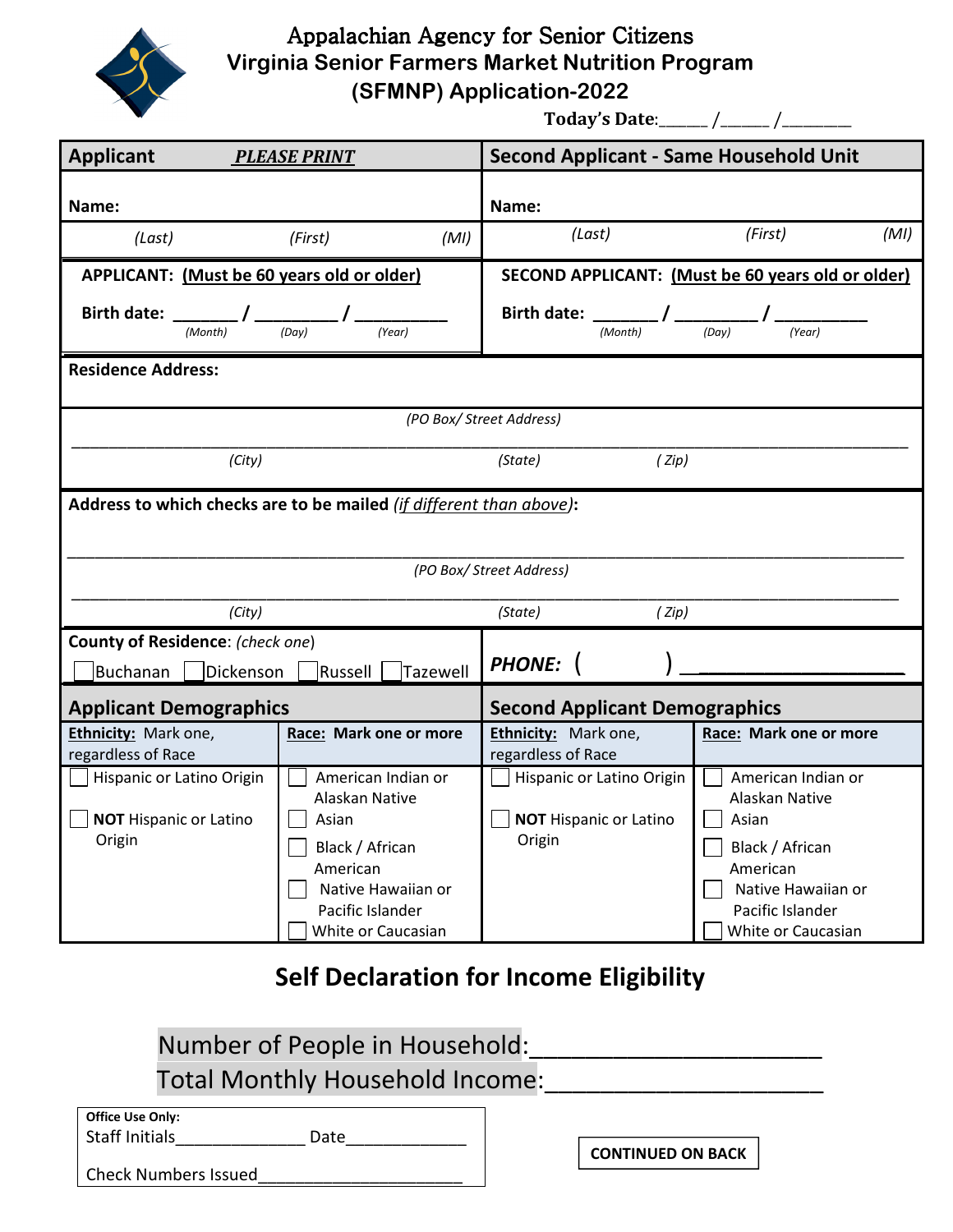# Appalachian Agency for Senior Citizens
## Virginia Senior Farmers Market Nutrition Program (SFMNP) Application-2022

**Today's Date:**______ /______ /________

| **Applicant** ***PLEASE PRINT*** | **Second Applicant - Same Household Unit** |
|---|---|
| **Name:** | **Name:** |
| *(Last)* *(First)* *(MI)* | *(Last)* *(First)* *(MI)* |
| **APPLICANT: (Must be 60 years old or older)** | **SECOND APPLICANT: (Must be 60 years old or older)** |
| **Birth date:** _______ / ________ / _________ *(Month)* *(Day)* *(Year)* | **Birth date:** _______ / ________ / _________ *(Month)* *(Day)* *(Year)* |

**Residence Address:**

*(PO Box/ Street Address)*

_______________________________________________________________________________

*(City)* *(State)* *( Zip)*

**Address to which checks are to be mailed** ***(if different than above)*****:**

_______________________________________________________________________________

*(PO Box/ Street Address)*

_______________________________________________________________________________

*(City)* *(State)* *( Zip)*

**County of Residence**: *(check one)*

☐ Buchanan ☐ Dickenson ☐ Russell ☐ Tazewell

***PHONE:*** ( ) ___________________

| **Applicant Demographics** | | **Second Applicant Demographics** | |
|---|---|---|---|
| **Ethnicity:** Mark one, regardless of Race | **Race: Mark one or more** | **Ethnicity:** Mark one, regardless of Race | **Race: Mark one or more** |
| ☐ Hispanic or Latino Origin<br>☐ **NOT** Hispanic or Latino Origin | ☐ American Indian or Alaskan Native<br>☐ Asian<br>☐ Black / African American<br>☐ Native Hawaiian or Pacific Islander<br>☐ White or Caucasian | ☐ Hispanic or Latino Origin<br>☐ **NOT** Hispanic or Latino Origin | ☐ American Indian or Alaskan Native<br>☐ Asian<br>☐ Black / African American<br>☐ Native Hawaiian or Pacific Islander<br>☐ White or Caucasian |

## Self Declaration for Income Eligibility

Number of People in Household:_____________________

Total Monthly Household Income:____________________

**Office Use Only:**
Staff Initials______________ Date_____________

Check Numbers Issued______________________

**CONTINUED ON BACK**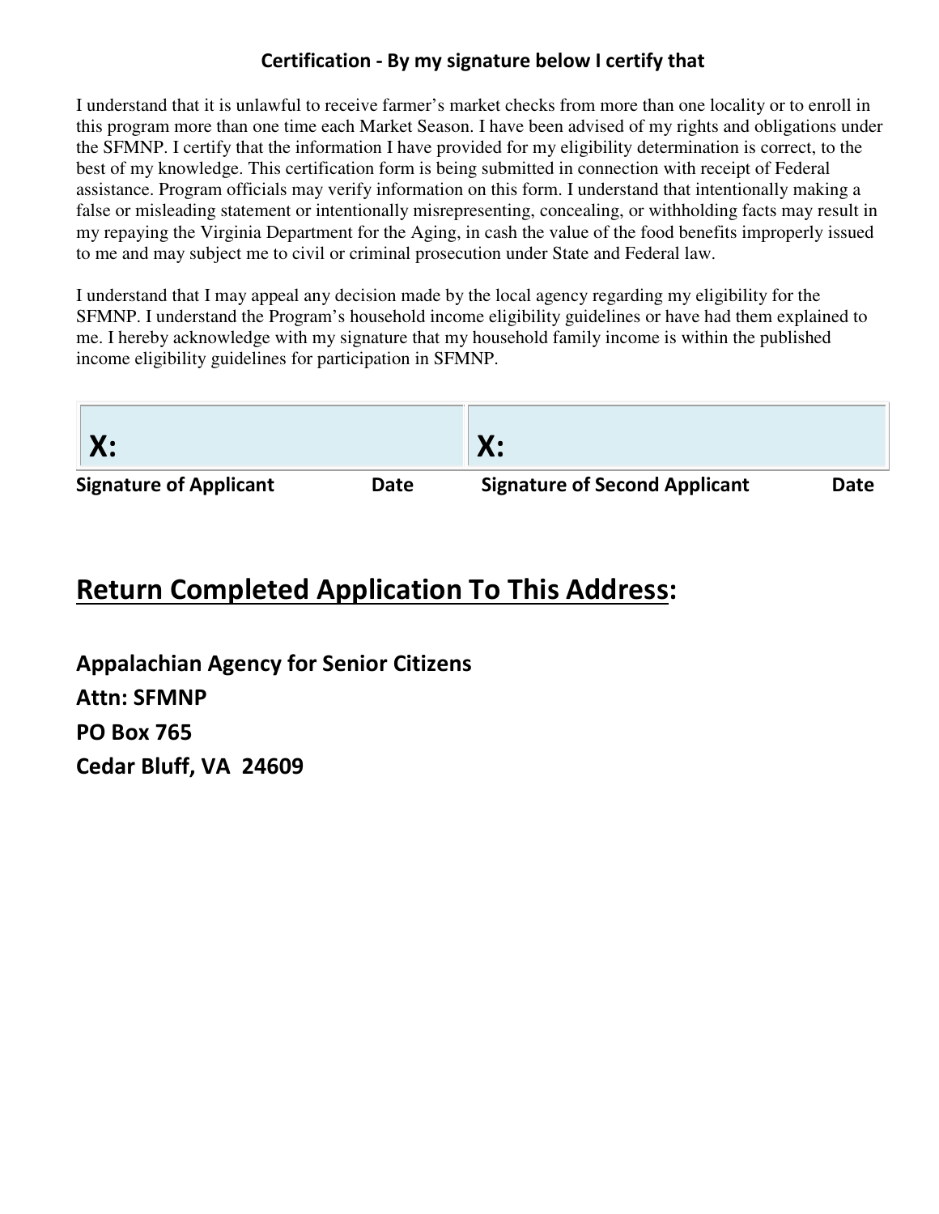### Certification - By my signature below I certify that

I understand that it is unlawful to receive farmer's market checks from more than one locality or to enroll in this program more than one time each Market Season. I have been advised of my rights and obligations under the SFMNP. I certify that the information I have provided for my eligibility determination is correct, to the best of my knowledge. This certification form is being submitted in connection with receipt of Federal assistance. Program officials may verify information on this form. I understand that intentionally making a false or misleading statement or intentionally misrepresenting, concealing, or withholding facts may result in my repaying the Virginia Department for the Aging, in cash the value of the food benefits improperly issued to me and may subject me to civil or criminal prosecution under State and Federal law.

I understand that I may appeal any decision made by the local agency regarding my eligibility for the SFMNP. I understand the Program's household income eligibility guidelines or have had them explained to me. I hereby acknowledge with my signature that my household family income is within the published income eligibility guidelines for participation in SFMNP.

| X: | X: |
|---|---|
| **Signature of Applicant          Date** | **Signature of Second Applicant          Date** |

## Return Completed Application To This Address:

**Appalachian Agency for Senior Citizens**
**Attn: SFMNP**
**PO Box 765**
**Cedar Bluff, VA 24609**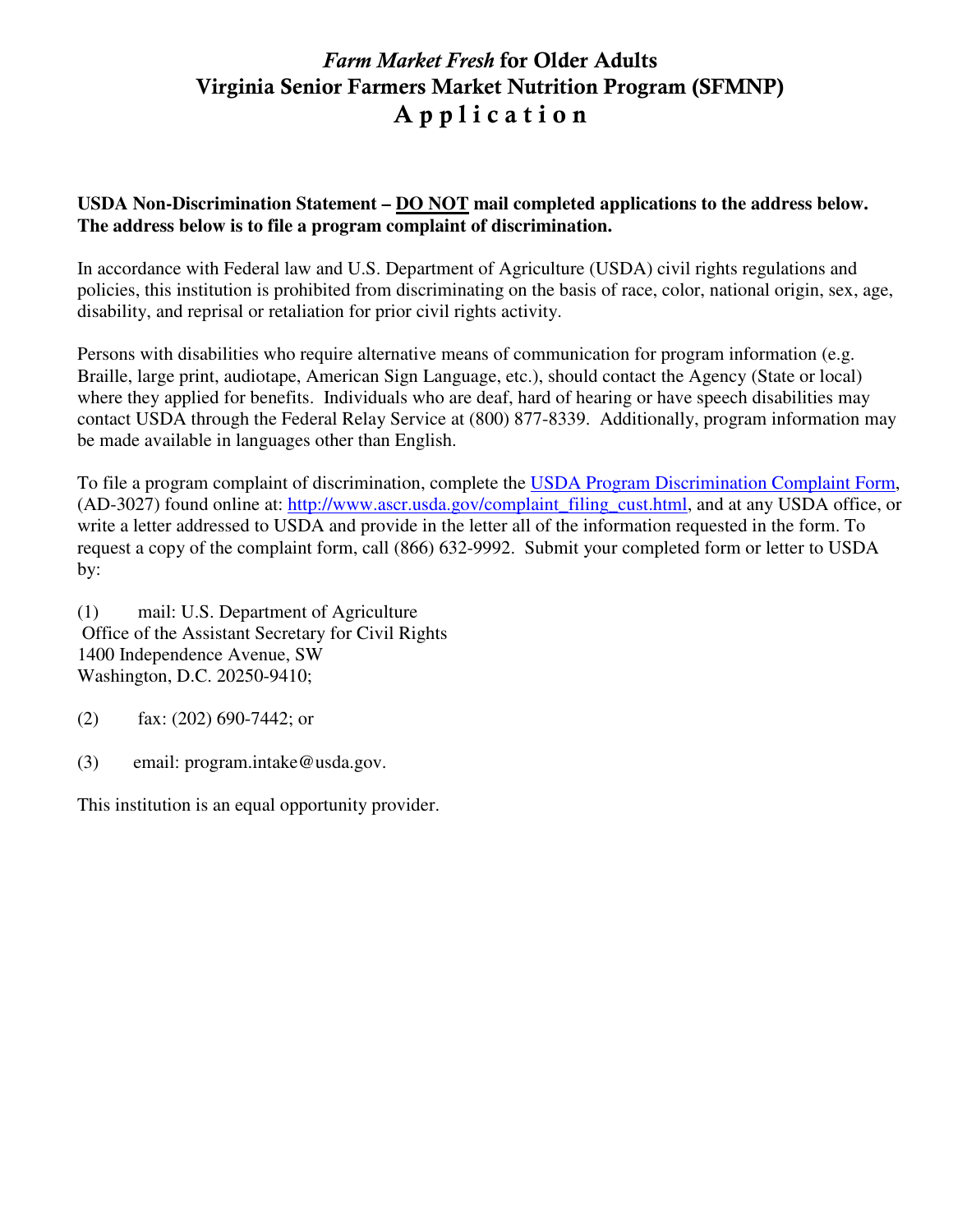# *Farm Market Fresh* for Older Adults
# Virginia Senior Farmers Market Nutrition Program (SFMNP)
# Application

**USDA Non-Discrimination Statement – DO NOT mail completed applications to the address below. The address below is to file a program complaint of discrimination.**

In accordance with Federal law and U.S. Department of Agriculture (USDA) civil rights regulations and policies, this institution is prohibited from discriminating on the basis of race, color, national origin, sex, age, disability, and reprisal or retaliation for prior civil rights activity.

Persons with disabilities who require alternative means of communication for program information (e.g. Braille, large print, audiotape, American Sign Language, etc.), should contact the Agency (State or local) where they applied for benefits. Individuals who are deaf, hard of hearing or have speech disabilities may contact USDA through the Federal Relay Service at (800) 877-8339. Additionally, program information may be made available in languages other than English.

To file a program complaint of discrimination, complete the USDA Program Discrimination Complaint Form, (AD-3027) found online at: http://www.ascr.usda.gov/complaint_filing_cust.html, and at any USDA office, or write a letter addressed to USDA and provide in the letter all of the information requested in the form. To request a copy of the complaint form, call (866) 632-9992. Submit your completed form or letter to USDA by:

(1) mail: U.S. Department of Agriculture
Office of the Assistant Secretary for Civil Rights
1400 Independence Avenue, SW
Washington, D.C. 20250-9410;

(2) fax: (202) 690-7442; or

(3) email: program.intake@usda.gov.

This institution is an equal opportunity provider.